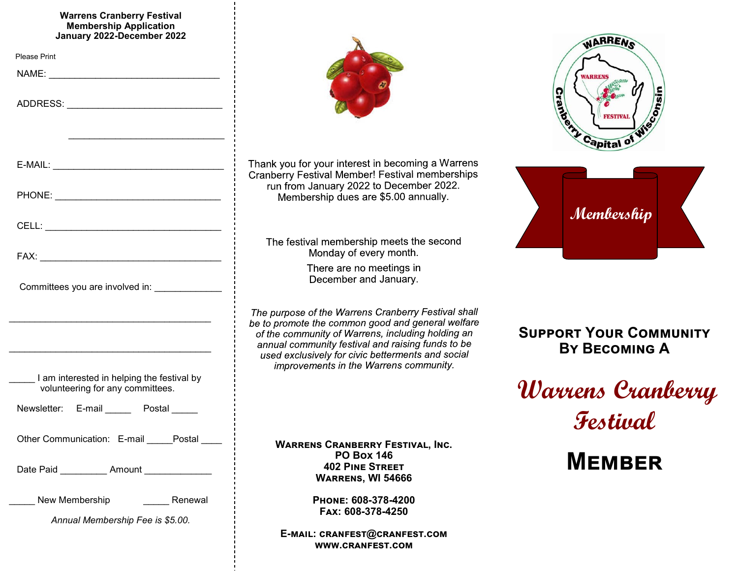## Warrens Cranberry Festival Membership Application
### January 2022-December 2022

Please Print

NAME: ________________________________

ADDRESS: ______________________________

______________________________

E-MAIL: ________________________________

PHONE: ________________________________

CELL: _________________________________

FAX: __________________________________

Committees you are involved in: ____________

______________________________________

______________________________________

_____ I am interested in helping the festival by volunteering for any committees.

Newsletter: E-mail _____ Postal _____

Other Communication: E-mail _____ Postal ____

Date Paid _________ Amount _____________

_____ New Membership _____ Renewal

*Annual Membership Fee is $5.00.*

Thank you for your interest in becoming a Warrens Cranberry Festival Member! Festival memberships run from January 2022 to December 2022. Membership dues are $5.00 annually.

The festival membership meets the second Monday of every month.

There are no meetings in December and January.

*The purpose of the Warrens Cranberry Festival shall be to promote the common good and general welfare of the community of Warrens, including holding an annual community festival and raising funds to be used exclusively for civic betterments and social improvements in the Warrens community.*

**Warrens Cranberry Festival, Inc.**
**PO Box 146**
**402 Pine Street**
**Warrens, WI 54666**

**Phone: 608-378-4200**
**Fax: 608-378-4250**

**E-mail: cranfest@cranfest.com**
**www.cranfest.com**

WARRENS Cranberry Capital of Wisconsin — WARRENS FESTIVAL

*Membership*

## Support Your Community By Becoming A

# *Warrens Cranberry Festival*

# Member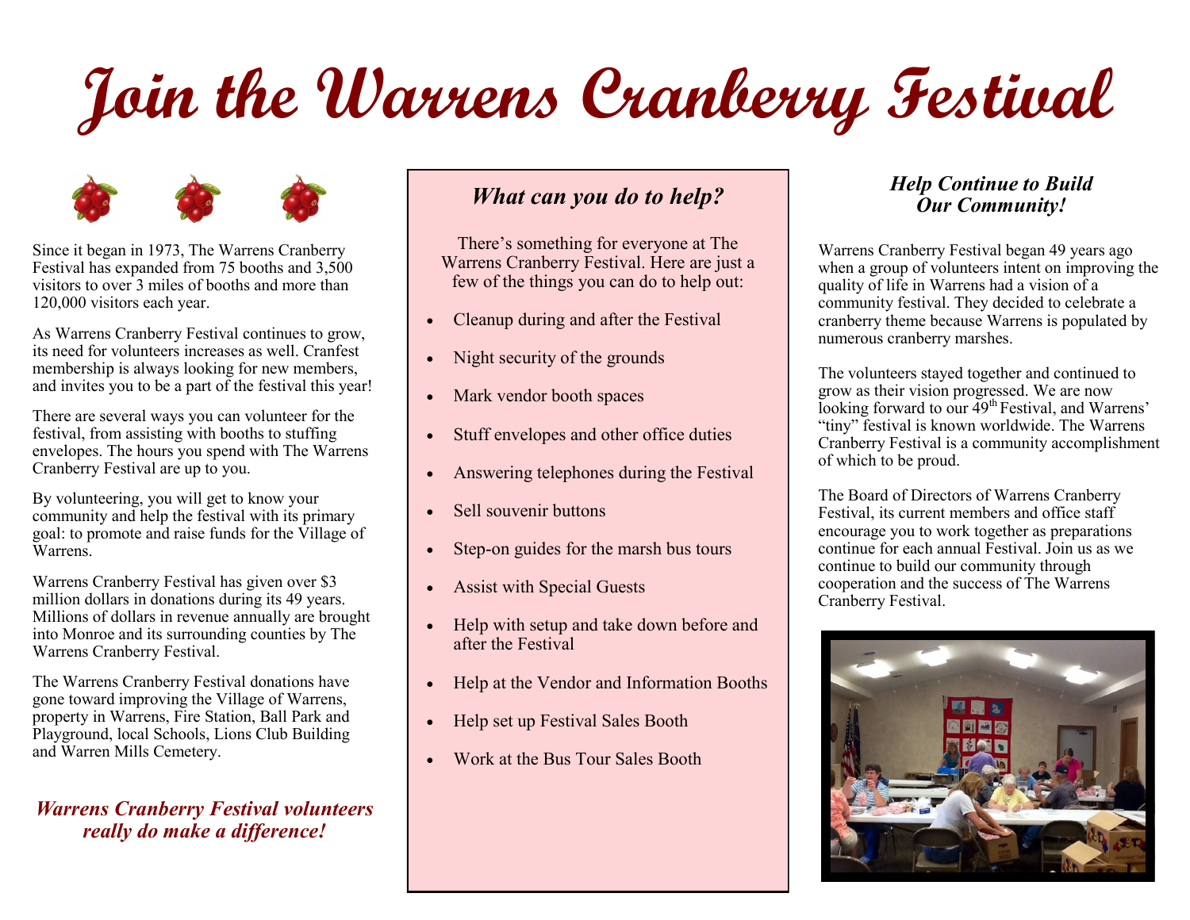# Join the Warrens Cranberry Festival

Since it began in 1973, The Warrens Cranberry Festival has expanded from 75 booths and 3,500 visitors to over 3 miles of booths and more than 120,000 visitors each year.

As Warrens Cranberry Festival continues to grow, its need for volunteers increases as well. Cranfest membership is always looking for new members, and invites you to be a part of the festival this year!

There are several ways you can volunteer for the festival, from assisting with booths to stuffing envelopes. The hours you spend with The Warrens Cranberry Festival are up to you.

By volunteering, you will get to know your community and help the festival with its primary goal: to promote and raise funds for the Village of Warrens.

Warrens Cranberry Festival has given over $3 million dollars in donations during its 49 years. Millions of dollars in revenue annually are brought into Monroe and its surrounding counties by The Warrens Cranberry Festival.

The Warrens Cranberry Festival donations have gone toward improving the Village of Warrens, property in Warrens, Fire Station, Ball Park and Playground, local Schools, Lions Club Building and Warren Mills Cemetery.

***Warrens Cranberry Festival volunteers really do make a difference!***

## *What can you do to help?*

There's something for everyone at The Warrens Cranberry Festival. Here are just a few of the things you can do to help out:

- Cleanup during and after the Festival
- Night security of the grounds
- Mark vendor booth spaces
- Stuff envelopes and other office duties
- Answering telephones during the Festival
- Sell souvenir buttons
- Step-on guides for the marsh bus tours
- Assist with Special Guests
- Help with setup and take down before and after the Festival
- Help at the Vendor and Information Booths
- Help set up Festival Sales Booth
- Work at the Bus Tour Sales Booth

## *Help Continue to Build Our Community!*

Warrens Cranberry Festival began 49 years ago when a group of volunteers intent on improving the quality of life in Warrens had a vision of a community festival. They decided to celebrate a cranberry theme because Warrens is populated by numerous cranberry marshes.

The volunteers stayed together and continued to grow as their vision progressed. We are now looking forward to our 49th Festival, and Warrens' "tiny" festival is known worldwide. The Warrens Cranberry Festival is a community accomplishment of which to be proud.

The Board of Directors of Warrens Cranberry Festival, its current members and office staff encourage you to work together as preparations continue for each annual Festival. Join us as we continue to build our community through cooperation and the success of The Warrens Cranberry Festival.